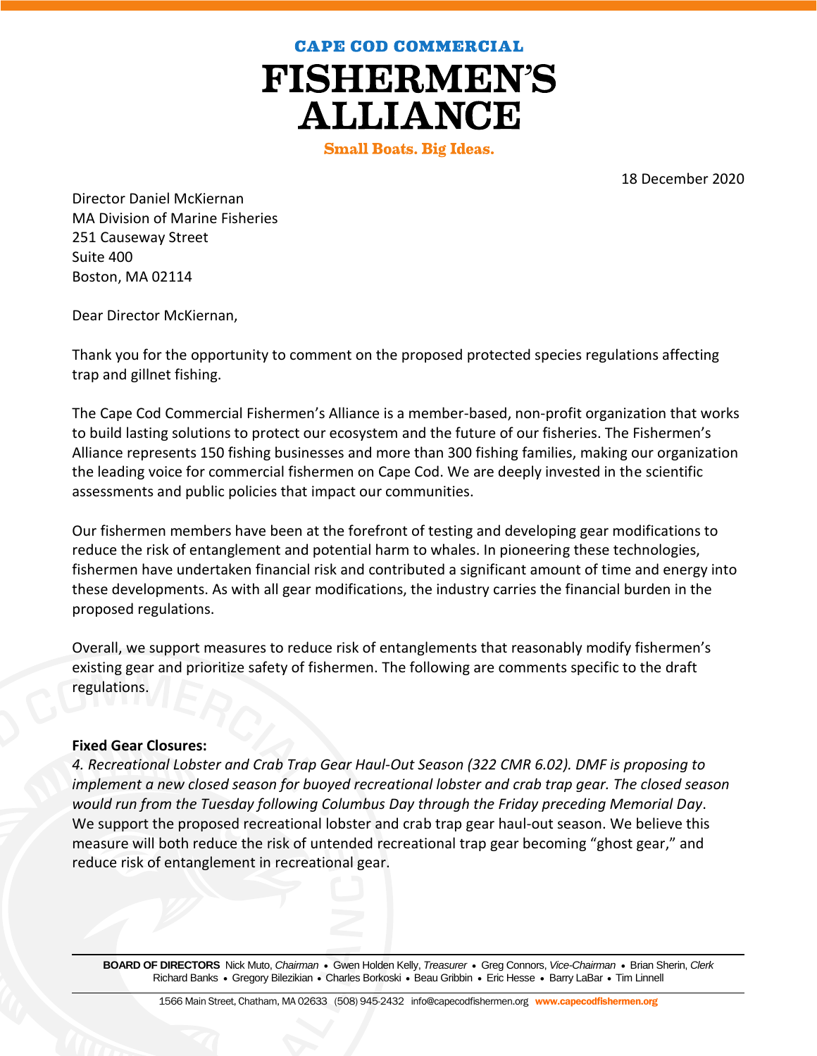# CAPE COD COMMERCIAL FISHERMEN'S ALLIANCE

**Small Boats. Big Ideas.**

18 December 2020

Director Daniel McKiernan
MA Division of Marine Fisheries
251 Causeway Street
Suite 400
Boston, MA 02114

Dear Director McKiernan,

Thank you for the opportunity to comment on the proposed protected species regulations affecting trap and gillnet fishing.

The Cape Cod Commercial Fishermen's Alliance is a member-based, non-profit organization that works to build lasting solutions to protect our ecosystem and the future of our fisheries. The Fishermen's Alliance represents 150 fishing businesses and more than 300 fishing families, making our organization the leading voice for commercial fishermen on Cape Cod. We are deeply invested in the scientific assessments and public policies that impact our communities.

Our fishermen members have been at the forefront of testing and developing gear modifications to reduce the risk of entanglement and potential harm to whales. In pioneering these technologies, fishermen have undertaken financial risk and contributed a significant amount of time and energy into these developments. As with all gear modifications, the industry carries the financial burden in the proposed regulations.

Overall, we support measures to reduce risk of entanglements that reasonably modify fishermen's existing gear and prioritize safety of fishermen. The following are comments specific to the draft regulations.

**Fixed Gear Closures:**

*4. Recreational Lobster and Crab Trap Gear Haul-Out Season (322 CMR 6.02). DMF is proposing to implement a new closed season for buoyed recreational lobster and crab trap gear. The closed season would run from the Tuesday following Columbus Day through the Friday preceding Memorial Day*. We support the proposed recreational lobster and crab trap gear haul-out season. We believe this measure will both reduce the risk of untended recreational trap gear becoming "ghost gear," and reduce risk of entanglement in recreational gear.

**BOARD OF DIRECTORS** Nick Muto, *Chairman* • Gwen Holden Kelly, *Treasurer* • Greg Connors, *Vice-Chairman* • Brian Sherin, *Clerk*
Richard Banks • Gregory Bilezikian • Charles Borkoski • Beau Gribbin • Eric Hesse • Barry LaBar • Tim Linnell

1566 Main Street, Chatham, MA 02633 (508) 945-2432 info@capecodfishermen.org **www.capecodfishermen.org**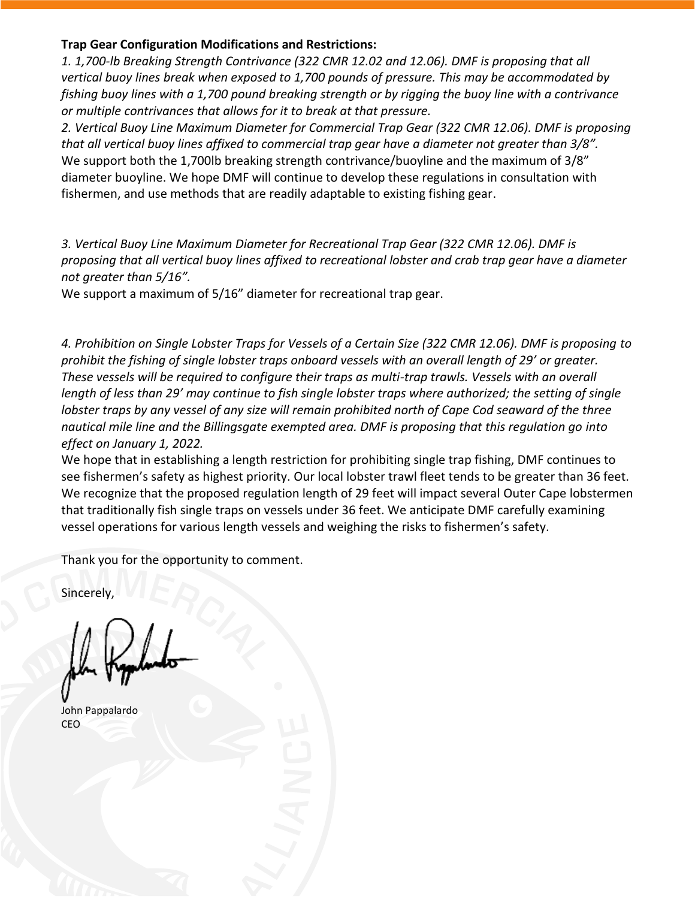**Trap Gear Configuration Modifications and Restrictions:**

*1. 1,700-lb Breaking Strength Contrivance (322 CMR 12.02 and 12.06). DMF is proposing that all vertical buoy lines break when exposed to 1,700 pounds of pressure. This may be accommodated by fishing buoy lines with a 1,700 pound breaking strength or by rigging the buoy line with a contrivance or multiple contrivances that allows for it to break at that pressure.*

*2. Vertical Buoy Line Maximum Diameter for Commercial Trap Gear (322 CMR 12.06). DMF is proposing that all vertical buoy lines affixed to commercial trap gear have a diameter not greater than 3/8".*

We support both the 1,700lb breaking strength contrivance/buoyline and the maximum of 3/8" diameter buoyline. We hope DMF will continue to develop these regulations in consultation with fishermen, and use methods that are readily adaptable to existing fishing gear.

*3. Vertical Buoy Line Maximum Diameter for Recreational Trap Gear (322 CMR 12.06). DMF is proposing that all vertical buoy lines affixed to recreational lobster and crab trap gear have a diameter not greater than 5/16".*

We support a maximum of 5/16" diameter for recreational trap gear.

*4. Prohibition on Single Lobster Traps for Vessels of a Certain Size (322 CMR 12.06). DMF is proposing to prohibit the fishing of single lobster traps onboard vessels with an overall length of 29' or greater. These vessels will be required to configure their traps as multi-trap trawls. Vessels with an overall length of less than 29' may continue to fish single lobster traps where authorized; the setting of single lobster traps by any vessel of any size will remain prohibited north of Cape Cod seaward of the three nautical mile line and the Billingsgate exempted area. DMF is proposing that this regulation go into effect on January 1, 2022.*

We hope that in establishing a length restriction for prohibiting single trap fishing, DMF continues to see fishermen's safety as highest priority. Our local lobster trawl fleet tends to be greater than 36 feet. We recognize that the proposed regulation length of 29 feet will impact several Outer Cape lobstermen that traditionally fish single traps on vessels under 36 feet. We anticipate DMF carefully examining vessel operations for various length vessels and weighing the risks to fishermen's safety.

Thank you for the opportunity to comment.

Sincerely,

John Pappalardo
CEO